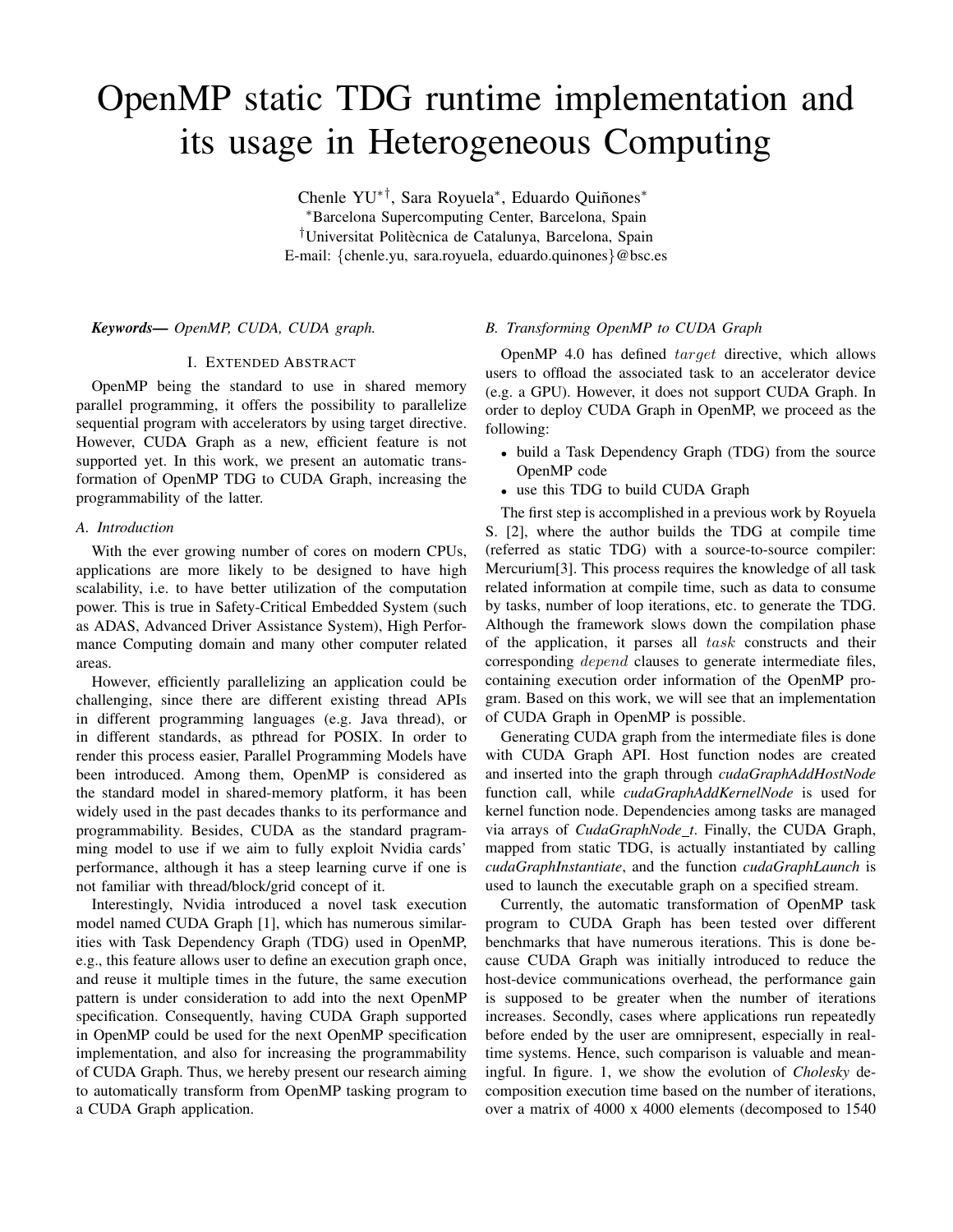# OpenMP static TDG runtime implementation and its usage in Heterogeneous Computing

Chenle YU[\*†], Sara Royuela[\*], Eduardo Quiñones[\*]

[\*]Barcelona Supercomputing Center, Barcelona, Spain

[†]Universitat Politècnica de Catalunya, Barcelona, Spain

E-mail: {chenle.yu, sara.royuela, eduardo.quinones}@bsc.es

***Keywords—*** *OpenMP, CUDA, CUDA graph.*

## I. Extended Abstract

OpenMP being the standard to use in shared memory parallel programming, it offers the possibility to parallelize sequential program with accelerators by using target directive. However, CUDA Graph as a new, efficient feature is not supported yet. In this work, we present an automatic transformation of OpenMP TDG to CUDA Graph, increasing the programmability of the latter.

### A. Introduction

With the ever growing number of cores on modern CPUs, applications are more likely to be designed to have high scalability, i.e. to have better utilization of the computation power. This is true in Safety-Critical Embedded System (such as ADAS, Advanced Driver Assistance System), High Performance Computing domain and many other computer related areas.

However, efficiently parallelizing an application could be challenging, since there are different existing thread APIs in different programming languages (e.g. Java thread), or in different standards, as pthread for POSIX. In order to render this process easier, Parallel Programming Models have been introduced. Among them, OpenMP is considered as the standard model in shared-memory platform, it has been widely used in the past decades thanks to its performance and programmability. Besides, CUDA as the standard programming model to use if we aim to fully exploit Nvidia cards' performance, although it has a steep learning curve if one is not familiar with thread/block/grid concept of it.

Interestingly, Nvidia introduced a novel task execution model named CUDA Graph [1], which has numerous similarities with Task Dependency Graph (TDG) used in OpenMP, e.g., this feature allows user to define an execution graph once, and reuse it multiple times in the future, the same execution pattern is under consideration to add into the next OpenMP specification. Consequently, having CUDA Graph supported in OpenMP could be used for the next OpenMP specification implementation, and also for increasing the programmability of CUDA Graph. Thus, we hereby present our research aiming to automatically transform from OpenMP tasking program to a CUDA Graph application.

### B. Transforming OpenMP to CUDA Graph

OpenMP 4.0 has defined $target$ directive, which allows users to offload the associated task to an accelerator device (e.g. a GPU). However, it does not support CUDA Graph. In order to deploy CUDA Graph in OpenMP, we proceed as the following:

- build a Task Dependency Graph (TDG) from the source OpenMP code
- use this TDG to build CUDA Graph

The first step is accomplished in a previous work by Royuela S. [2], where the author builds the TDG at compile time (referred as static TDG) with a source-to-source compiler: Mercurium[3]. This process requires the knowledge of all task related information at compile time, such as data to consume by tasks, number of loop iterations, etc. to generate the TDG. Although the framework slows down the compilation phase of the application, it parses all $task$ constructs and their corresponding $depend$ clauses to generate intermediate files, containing execution order information of the OpenMP program. Based on this work, we will see that an implementation of CUDA Graph in OpenMP is possible.

Generating CUDA graph from the intermediate files is done with CUDA Graph API. Host function nodes are created and inserted into the graph through *cudaGraphAddHostNode* function call, while *cudaGraphAddKernelNode* is used for kernel function node. Dependencies among tasks are managed via arrays of *CudaGraphNode_t*. Finally, the CUDA Graph, mapped from static TDG, is actually instantiated by calling *cudaGraphInstantiate*, and the function *cudaGraphLaunch* is used to launch the executable graph on a specified stream.

Currently, the automatic transformation of OpenMP task program to CUDA Graph has been tested over different benchmarks that have numerous iterations. This is done because CUDA Graph was initially introduced to reduce the host-device communications overhead, the performance gain is supposed to be greater when the number of iterations increases. Secondly, cases where applications run repeatedly before ended by the user are omnipresent, especially in real-time systems. Hence, such comparison is valuable and meaningful. In figure. 1, we show the evolution of *Cholesky* decomposition execution time based on the number of iterations, over a matrix of 4000 x 4000 elements (decomposed to 1540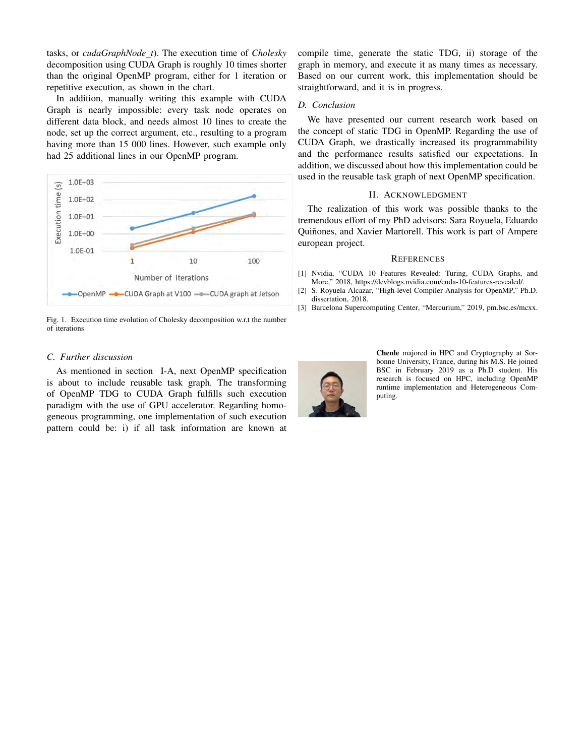tasks, or *cudaGraphNode_t*). The execution time of *Cholesky* decomposition using CUDA Graph is roughly 10 times shorter than the original OpenMP program, either for 1 iteration or repetitive execution, as shown in the chart.

In addition, manually writing this example with CUDA Graph is nearly impossible: every task node operates on different data block, and needs almost 10 lines to create the node, set up the correct argument, etc., resulting to a program having more than 15 000 lines. However, such example only had 25 additional lines in our OpenMP program.

1.0E+03
1.0E+02
1.0E+01
1.0E+00
1.0E-01
Execution time (s)
1
10
100
Number of iterations
OpenMP
CUDA Graph at V100
CUDA graph at Jetson

Fig. 1. Execution time evolution of Cholesky decomposition w.r.t the number of iterations

### C. Further discussion

As mentioned in section I-A, next OpenMP specification is about to include reusable task graph. The transforming of OpenMP TDG to CUDA Graph fulfills such execution paradigm with the use of GPU accelerator. Regarding homogeneous programming, one implementation of such execution pattern could be: i) if all task information are known at compile time, generate the static TDG, ii) storage of the graph in memory, and execute it as many times as necessary. Based on our current work, this implementation should be straightforward, and it is in progress.

### D. Conclusion

We have presented our current research work based on the concept of static TDG in OpenMP. Regarding the use of CUDA Graph, we drastically increased its programmability and the performance results satisfied our expectations. In addition, we discussed about how this implementation could be used in the reusable task graph of next OpenMP specification.

## II. Acknowledgment

The realization of this work was possible thanks to the tremendous effort of my PhD advisors: Sara Royuela, Eduardo Quiñones, and Xavier Martorell. This work is part of Ampere european project.

## References

[1] Nvidia, "CUDA 10 Features Revealed: Turing, CUDA Graphs, and More," 2018, https://devblogs.nvidia.com/cuda-10-features-revealed/.

[2] S. Royuela Alcazar, "High-level Compiler Analysis for OpenMP," Ph.D. dissertation, 2018.

[3] Barcelona Supercomputing Center, "Mercurium," 2019, pm.bsc.es/mcxx.

**Chenle** majored in HPC and Cryptography at Sorbonne University, France, during his M.S. He joined BSC in February 2019 as a Ph.D student. His research is focused on HPC, including OpenMP runtime implementation and Heterogeneous Computing.